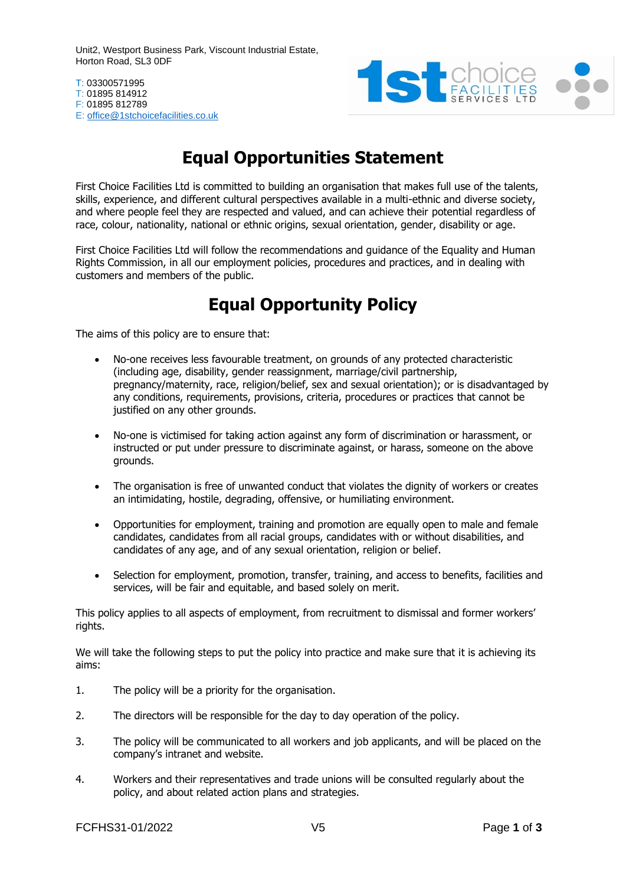Unit2, Westport Business Park, Viscount Industrial Estate,
Horton Road, SL3 0DF

T: 03300571995
T: 01895 814912
F: 01895 812789
E: office@1stchoicefacilities.co.uk

# Equal Opportunities Statement

First Choice Facilities Ltd is committed to building an organisation that makes full use of the talents, skills, experience, and different cultural perspectives available in a multi-ethnic and diverse society, and where people feel they are respected and valued, and can achieve their potential regardless of race, colour, nationality, national or ethnic origins, sexual orientation, gender, disability or age.

First Choice Facilities Ltd will follow the recommendations and guidance of the Equality and Human Rights Commission, in all our employment policies, procedures and practices, and in dealing with customers and members of the public.

# Equal Opportunity Policy

The aims of this policy are to ensure that:

- No-one receives less favourable treatment, on grounds of any protected characteristic (including age, disability, gender reassignment, marriage/civil partnership, pregnancy/maternity, race, religion/belief, sex and sexual orientation); or is disadvantaged by any conditions, requirements, provisions, criteria, procedures or practices that cannot be justified on any other grounds.

- No-one is victimised for taking action against any form of discrimination or harassment, or instructed or put under pressure to discriminate against, or harass, someone on the above grounds.

- The organisation is free of unwanted conduct that violates the dignity of workers or creates an intimidating, hostile, degrading, offensive, or humiliating environment.

- Opportunities for employment, training and promotion are equally open to male and female candidates, candidates from all racial groups, candidates with or without disabilities, and candidates of any age, and of any sexual orientation, religion or belief.

- Selection for employment, promotion, transfer, training, and access to benefits, facilities and services, will be fair and equitable, and based solely on merit.

This policy applies to all aspects of employment, from recruitment to dismissal and former workers' rights.

We will take the following steps to put the policy into practice and make sure that it is achieving its aims:

1. The policy will be a priority for the organisation.

2. The directors will be responsible for the day to day operation of the policy.

3. The policy will be communicated to all workers and job applicants, and will be placed on the company's intranet and website.

4. Workers and their representatives and trade unions will be consulted regularly about the policy, and about related action plans and strategies.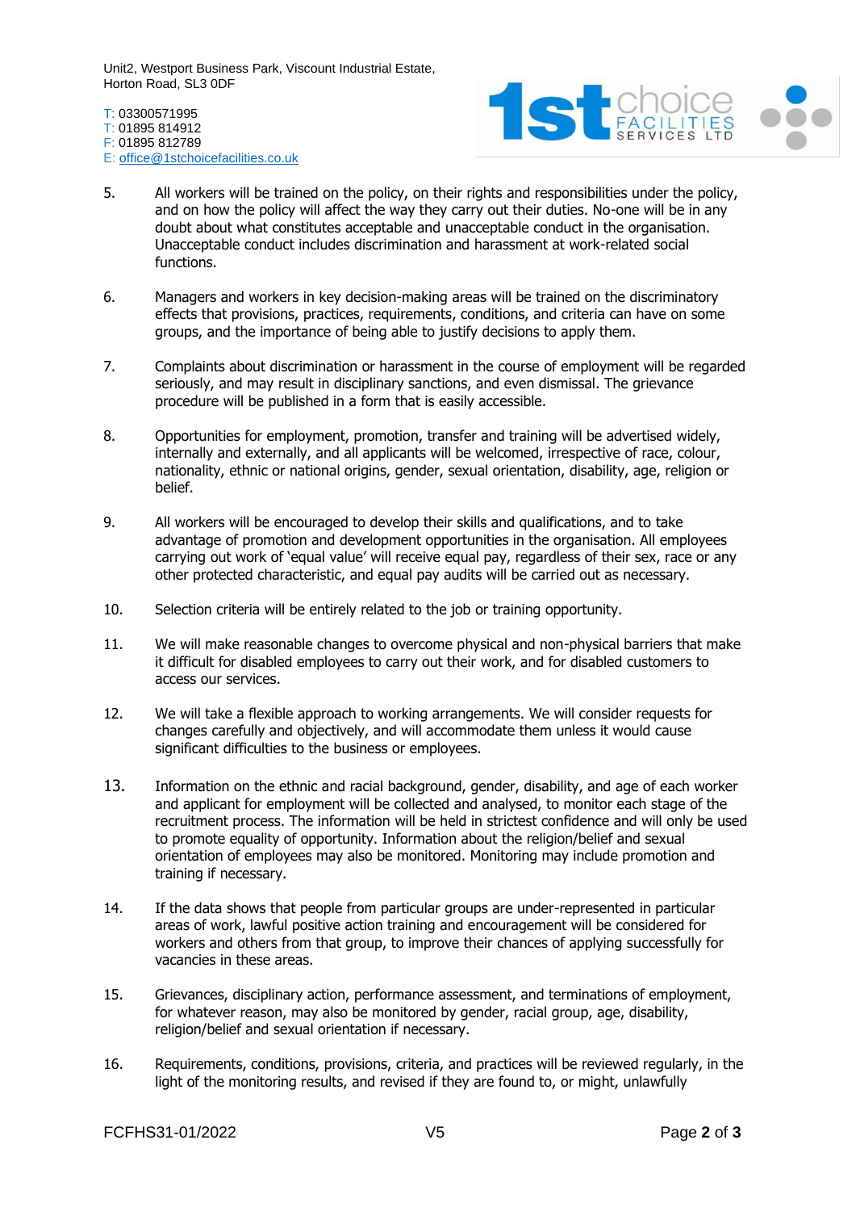5. All workers will be trained on the policy, on their rights and responsibilities under the policy, and on how the policy will affect the way they carry out their duties. No-one will be in any doubt about what constitutes acceptable and unacceptable conduct in the organisation. Unacceptable conduct includes discrimination and harassment at work-related social functions.

6. Managers and workers in key decision-making areas will be trained on the discriminatory effects that provisions, practices, requirements, conditions, and criteria can have on some groups, and the importance of being able to justify decisions to apply them.

7. Complaints about discrimination or harassment in the course of employment will be regarded seriously, and may result in disciplinary sanctions, and even dismissal. The grievance procedure will be published in a form that is easily accessible.

8. Opportunities for employment, promotion, transfer and training will be advertised widely, internally and externally, and all applicants will be welcomed, irrespective of race, colour, nationality, ethnic or national origins, gender, sexual orientation, disability, age, religion or belief.

9. All workers will be encouraged to develop their skills and qualifications, and to take advantage of promotion and development opportunities in the organisation. All employees carrying out work of 'equal value' will receive equal pay, regardless of their sex, race or any other protected characteristic, and equal pay audits will be carried out as necessary.

10. Selection criteria will be entirely related to the job or training opportunity.

11. We will make reasonable changes to overcome physical and non-physical barriers that make it difficult for disabled employees to carry out their work, and for disabled customers to access our services.

12. We will take a flexible approach to working arrangements. We will consider requests for changes carefully and objectively, and will accommodate them unless it would cause significant difficulties to the business or employees.

13. Information on the ethnic and racial background, gender, disability, and age of each worker and applicant for employment will be collected and analysed, to monitor each stage of the recruitment process. The information will be held in strictest confidence and will only be used to promote equality of opportunity. Information about the religion/belief and sexual orientation of employees may also be monitored. Monitoring may include promotion and training if necessary.

14. If the data shows that people from particular groups are under-represented in particular areas of work, lawful positive action training and encouragement will be considered for workers and others from that group, to improve their chances of applying successfully for vacancies in these areas.

15. Grievances, disciplinary action, performance assessment, and terminations of employment, for whatever reason, may also be monitored by gender, racial group, age, disability, religion/belief and sexual orientation if necessary.

16. Requirements, conditions, provisions, criteria, and practices will be reviewed regularly, in the light of the monitoring results, and revised if they are found to, or might, unlawfully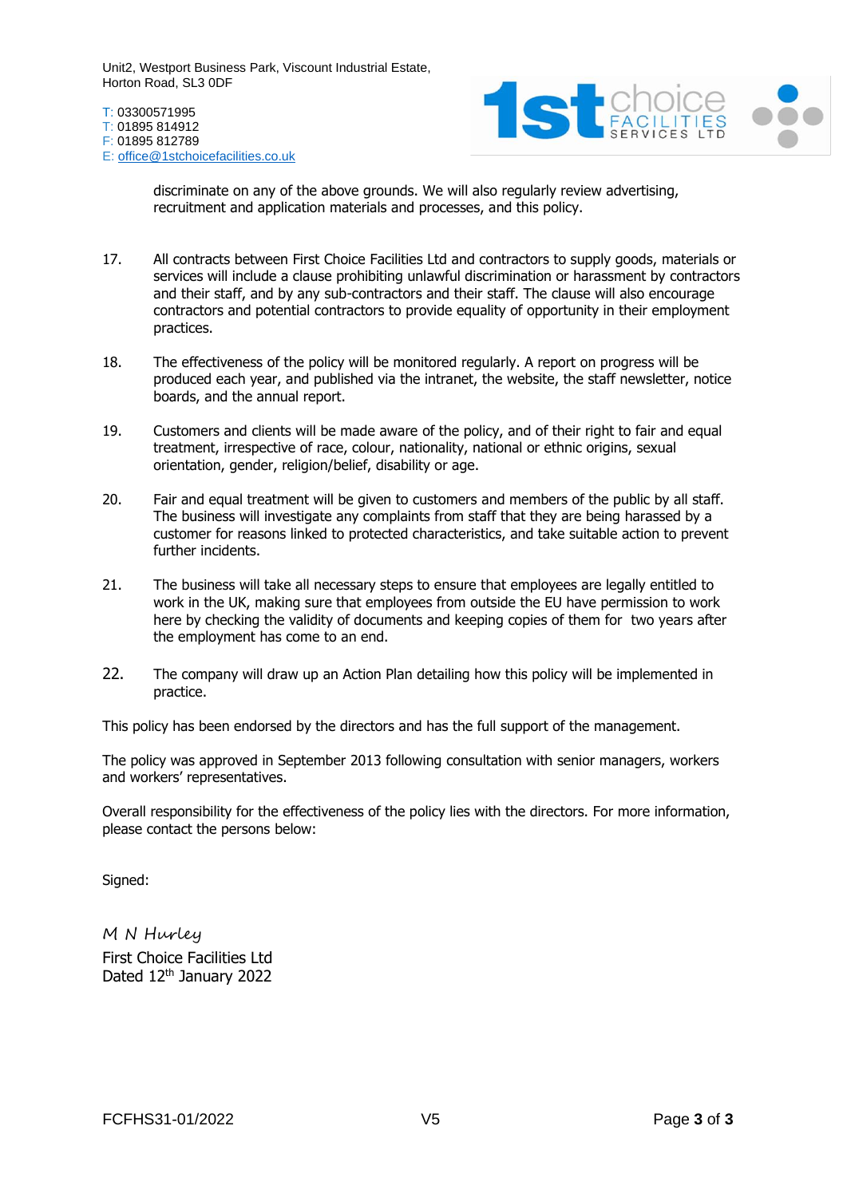Unit2, Westport Business Park, Viscount Industrial Estate,
Horton Road, SL3 0DF

T: 03300571995
T: 01895 814912
F: 01895 812789
E: office@1stchoicefacilities.co.uk

discriminate on any of the above grounds. We will also regularly review advertising, recruitment and application materials and processes, and this policy.

17. All contracts between First Choice Facilities Ltd and contractors to supply goods, materials or services will include a clause prohibiting unlawful discrimination or harassment by contractors and their staff, and by any sub-contractors and their staff. The clause will also encourage contractors and potential contractors to provide equality of opportunity in their employment practices.

18. The effectiveness of the policy will be monitored regularly. A report on progress will be produced each year, and published via the intranet, the website, the staff newsletter, notice boards, and the annual report.

19. Customers and clients will be made aware of the policy, and of their right to fair and equal treatment, irrespective of race, colour, nationality, national or ethnic origins, sexual orientation, gender, religion/belief, disability or age.

20. Fair and equal treatment will be given to customers and members of the public by all staff. The business will investigate any complaints from staff that they are being harassed by a customer for reasons linked to protected characteristics, and take suitable action to prevent further incidents.

21. The business will take all necessary steps to ensure that employees are legally entitled to work in the UK, making sure that employees from outside the EU have permission to work here by checking the validity of documents and keeping copies of them for two years after the employment has come to an end.

22. The company will draw up an Action Plan detailing how this policy will be implemented in practice.

This policy has been endorsed by the directors and has the full support of the management.

The policy was approved in September 2013 following consultation with senior managers, workers and workers' representatives.

Overall responsibility for the effectiveness of the policy lies with the directors. For more information, please contact the persons below:

Signed:

*M N Hurley*

First Choice Facilities Ltd
Dated 12th January 2022

FCFHS31-01/2022 V5